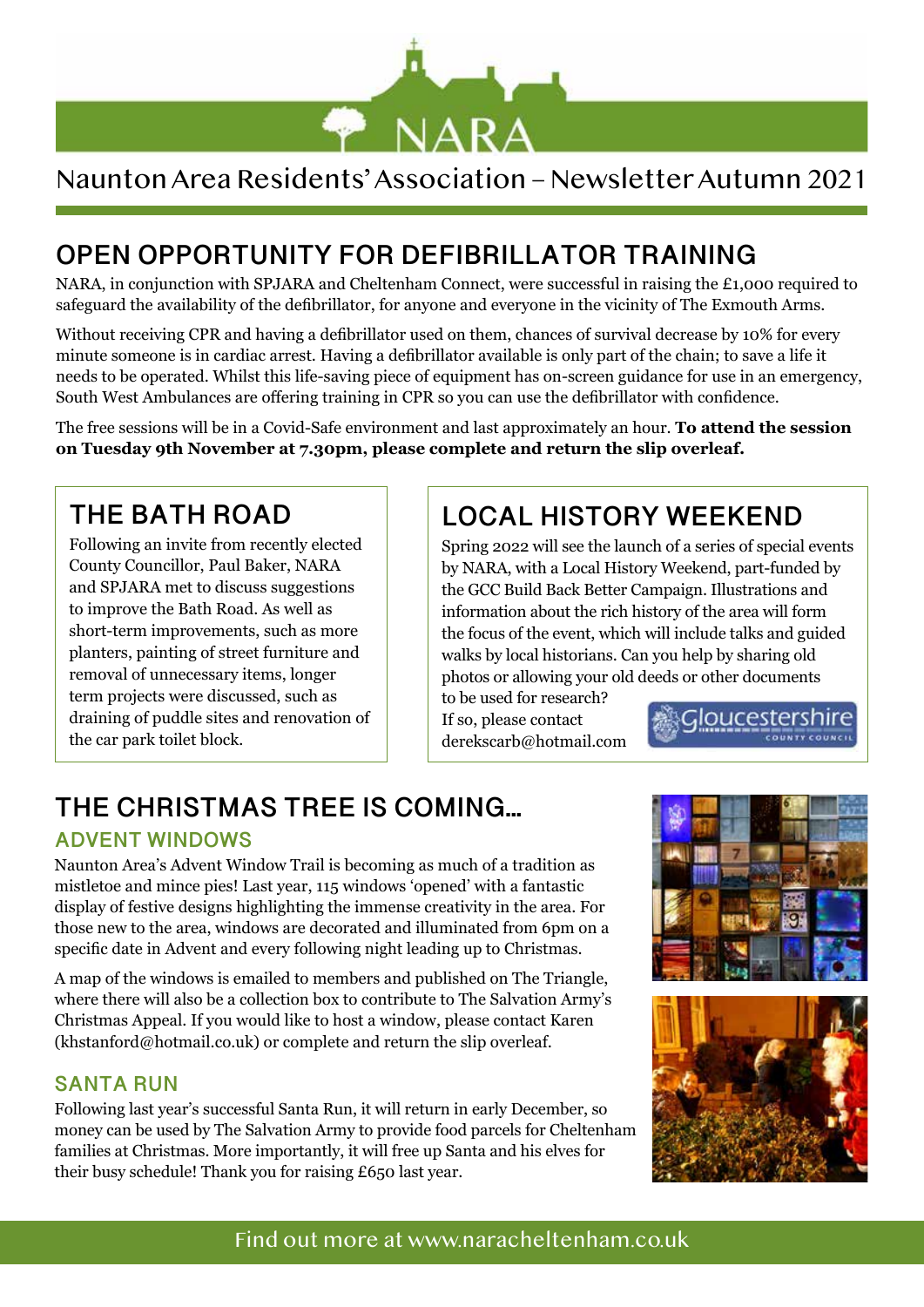# NARA

Naunton Area Residents' Association – Newsletter Autumn 2021

## OPEN OPPORTUNITY FOR DEFIBRILLATOR TRAINING

NARA, in conjunction with SPJARA and Cheltenham Connect, were successful in raising the £1,000 required to safeguard the availability of the defibrillator, for anyone and everyone in the vicinity of The Exmouth Arms.

Without receiving CPR and having a defibrillator used on them, chances of survival decrease by 10% for every minute someone is in cardiac arrest. Having a defibrillator available is only part of the chain; to save a life it needs to be operated. Whilst this life-saving piece of equipment has on-screen guidance for use in an emergency, South West Ambulances are offering training in CPR so you can use the defibrillator with confidence.

The free sessions will be in a Covid-Safe environment and last approximately an hour. **To attend the session on Tuesday 9th November at 7.30pm, please complete and return the slip overleaf.**

## THE BATH ROAD

Following an invite from recently elected County Councillor, Paul Baker, NARA and SPJARA met to discuss suggestions to improve the Bath Road. As well as short-term improvements, such as more planters, painting of street furniture and removal of unnecessary items, longer term projects were discussed, such as draining of puddle sites and renovation of the car park toilet block.

## LOCAL HISTORY WEEKEND

Spring 2022 will see the launch of a series of special events by NARA, with a Local History Weekend, part-funded by the GCC Build Back Better Campaign. Illustrations and information about the rich history of the area will form the focus of the event, which will include talks and guided walks by local historians. Can you help by sharing old photos or allowing your old deeds or other documents to be used for research? If so, please contact derekscarb@hotmail.com

Gloucestershire County Council

## THE CHRISTMAS TREE IS COMING…

### ADVENT WINDOWS

Naunton Area's Advent Window Trail is becoming as much of a tradition as mistletoe and mince pies! Last year, 115 windows 'opened' with a fantastic display of festive designs highlighting the immense creativity in the area. For those new to the area, windows are decorated and illuminated from 6pm on a specific date in Advent and every following night leading up to Christmas.

A map of the windows is emailed to members and published on The Triangle, where there will also be a collection box to contribute to The Salvation Army's Christmas Appeal. If you would like to host a window, please contact Karen (khstanford@hotmail.co.uk) or complete and return the slip overleaf.

### SANTA RUN

Following last year's successful Santa Run, it will return in early December, so money can be used by The Salvation Army to provide food parcels for Cheltenham families at Christmas. More importantly, it will free up Santa and his elves for their busy schedule! Thank you for raising £650 last year.

Find out more at www.naracheltenham.co.uk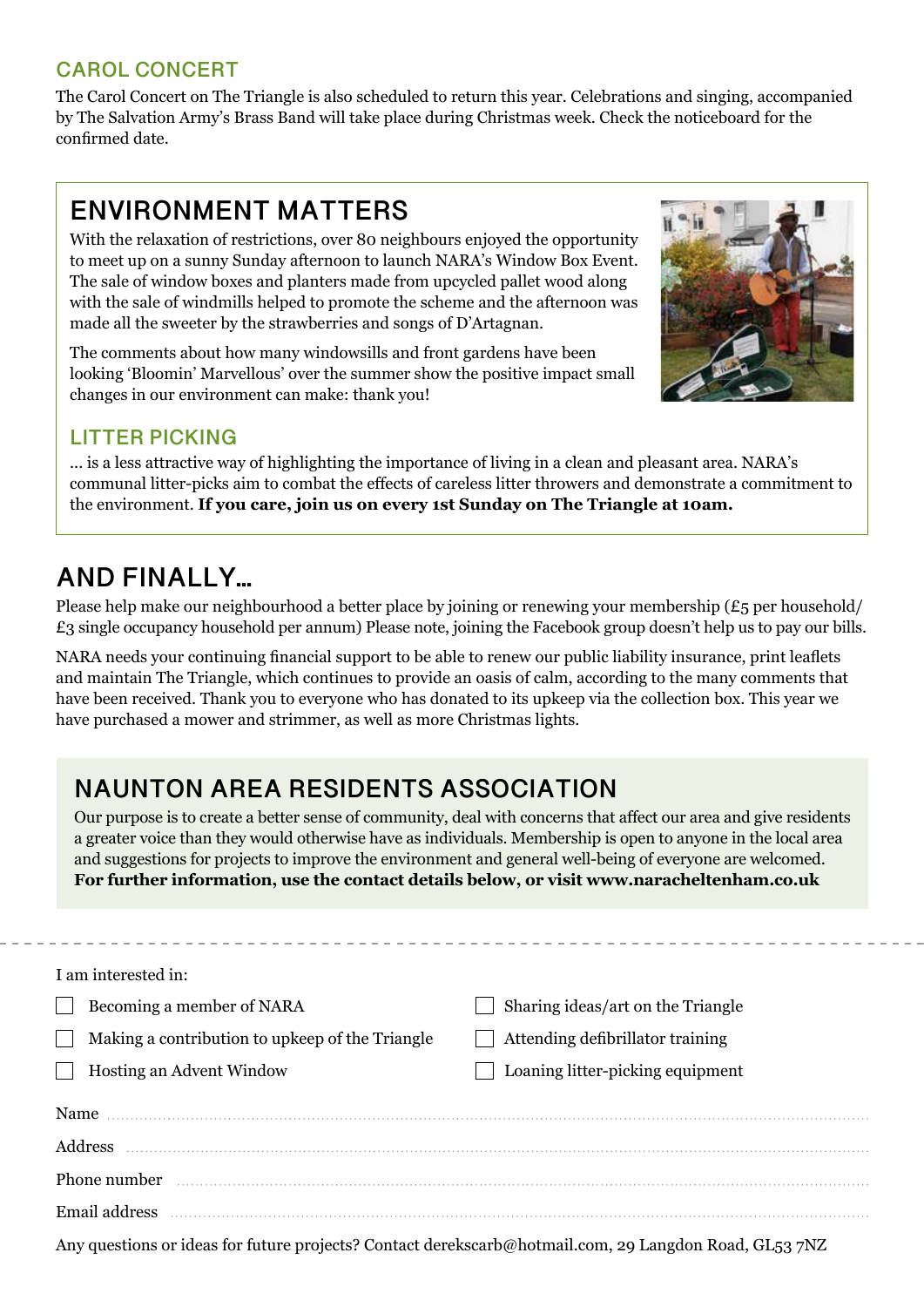## CAROL CONCERT

The Carol Concert on The Triangle is also scheduled to return this year. Celebrations and singing, accompanied by The Salvation Army's Brass Band will take place during Christmas week. Check the noticeboard for the confirmed date.

## ENVIRONMENT MATTERS

With the relaxation of restrictions, over 80 neighbours enjoyed the opportunity to meet up on a sunny Sunday afternoon to launch NARA's Window Box Event. The sale of window boxes and planters made from upcycled pallet wood along with the sale of windmills helped to promote the scheme and the afternoon was made all the sweeter by the strawberries and songs of D'Artagnan.

The comments about how many windowsills and front gardens have been looking 'Bloomin' Marvellous' over the summer show the positive impact small changes in our environment can make: thank you!

### LITTER PICKING

... is a less attractive way of highlighting the importance of living in a clean and pleasant area. NARA's communal litter-picks aim to combat the effects of careless litter throwers and demonstrate a commitment to the environment. **If you care, join us on every 1st Sunday on The Triangle at 10am.**

## AND FINALLY...

Please help make our neighbourhood a better place by joining or renewing your membership (£5 per household/ £3 single occupancy household per annum) Please note, joining the Facebook group doesn't help us to pay our bills.

NARA needs your continuing financial support to be able to renew our public liability insurance, print leaflets and maintain The Triangle, which continues to provide an oasis of calm, according to the many comments that have been received. Thank you to everyone who has donated to its upkeep via the collection box. This year we have purchased a mower and strimmer, as well as more Christmas lights.

## NAUNTON AREA RESIDENTS ASSOCIATION

Our purpose is to create a better sense of community, deal with concerns that affect our area and give residents a greater voice than they would otherwise have as individuals. Membership is open to anyone in the local area and suggestions for projects to improve the environment and general well-being of everyone are welcomed.
**For further information, use the contact details below, or visit www.naracheltenham.co.uk**

---

I am interested in:

- ☐ Becoming a member of NARA
- ☐ Making a contribution to upkeep of the Triangle
- ☐ Hosting an Advent Window
- ☐ Sharing ideas/art on the Triangle
- ☐ Attending defibrillator training
- ☐ Loaning litter-picking equipment

Name ..............................................................................

Address ..............................................................................

Phone number ..............................................................................

Email address ..............................................................................

Any questions or ideas for future projects? Contact derekscarb@hotmail.com, 29 Langdon Road, GL53 7NZ